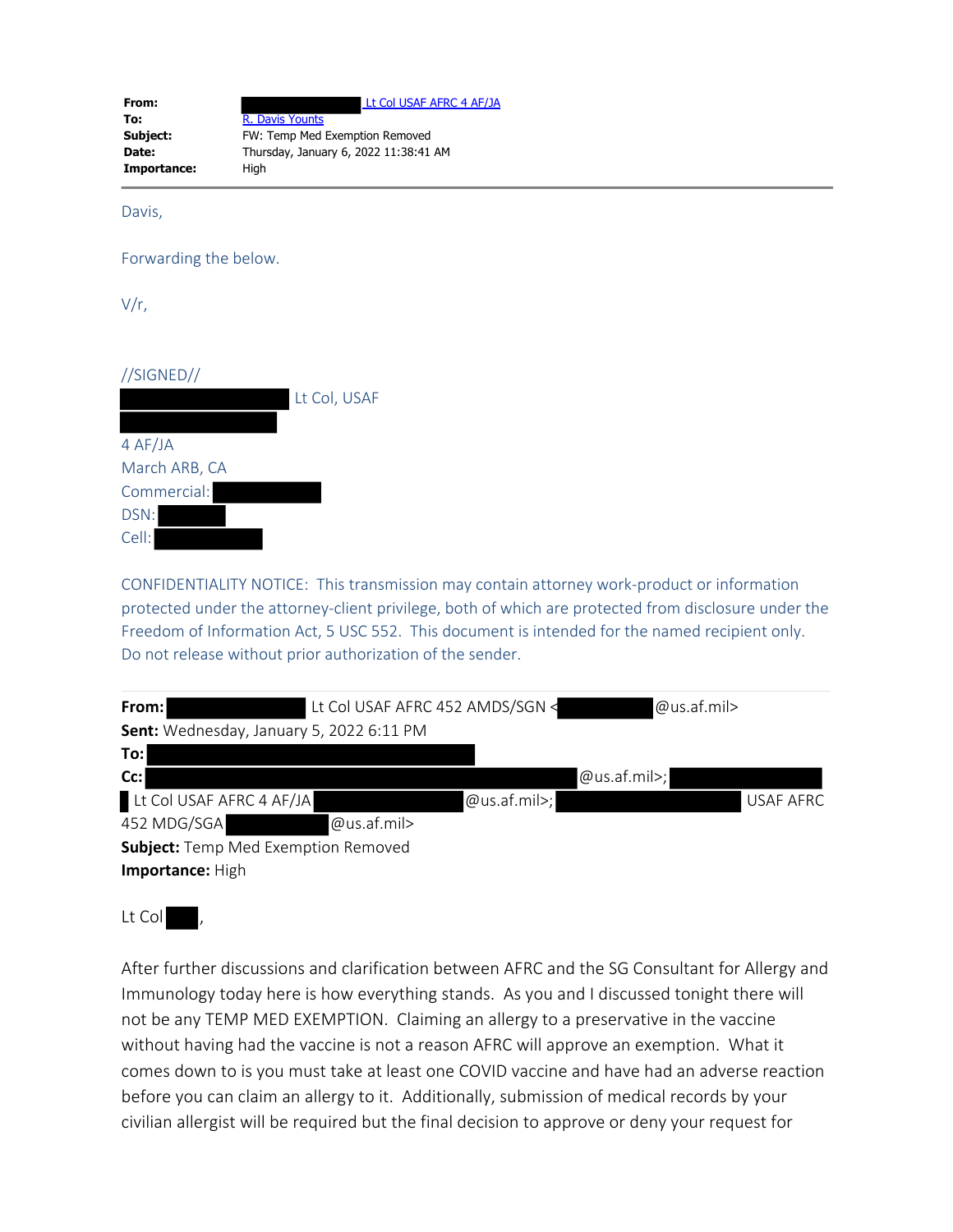**From:** Lt Col USAF AFRC 4 AF/JA
**To:** R. Davis Younts
**Subject:** FW: Temp Med Exemption Removed
**Date:** Thursday, January 6, 2022 11:38:41 AM
**Importance:** High

---

Davis,

Forwarding the below.

V/r,

//SIGNED//
Lt Col, USAF

4 AF/JA
March ARB, CA
Commercial:
DSN:
Cell:

CONFIDENTIALITY NOTICE: This transmission may contain attorney work-product or information protected under the attorney-client privilege, both of which are protected from disclosure under the Freedom of Information Act, 5 USC 552. This document is intended for the named recipient only. Do not release without prior authorization of the sender.

---

**From:** Lt Col USAF AFRC 452 AMDS/SGN < @us.af.mil>
**Sent:** Wednesday, January 5, 2022 6:11 PM
**To:**
**Cc:** @us.af.mil>; Lt Col USAF AFRC 4 AF/JA @us.af.mil>; USAF AFRC 452 MDG/SGA @us.af.mil>
**Subject:** Temp Med Exemption Removed
**Importance:** High

Lt Col ,

After further discussions and clarification between AFRC and the SG Consultant for Allergy and Immunology today here is how everything stands. As you and I discussed tonight there will not be any TEMP MED EXEMPTION. Claiming an allergy to a preservative in the vaccine without having had the vaccine is not a reason AFRC will approve an exemption. What it comes down to is you must take at least one COVID vaccine and have had an adverse reaction before you can claim an allergy to it. Additionally, submission of medical records by your civilian allergist will be required but the final decision to approve or deny your request for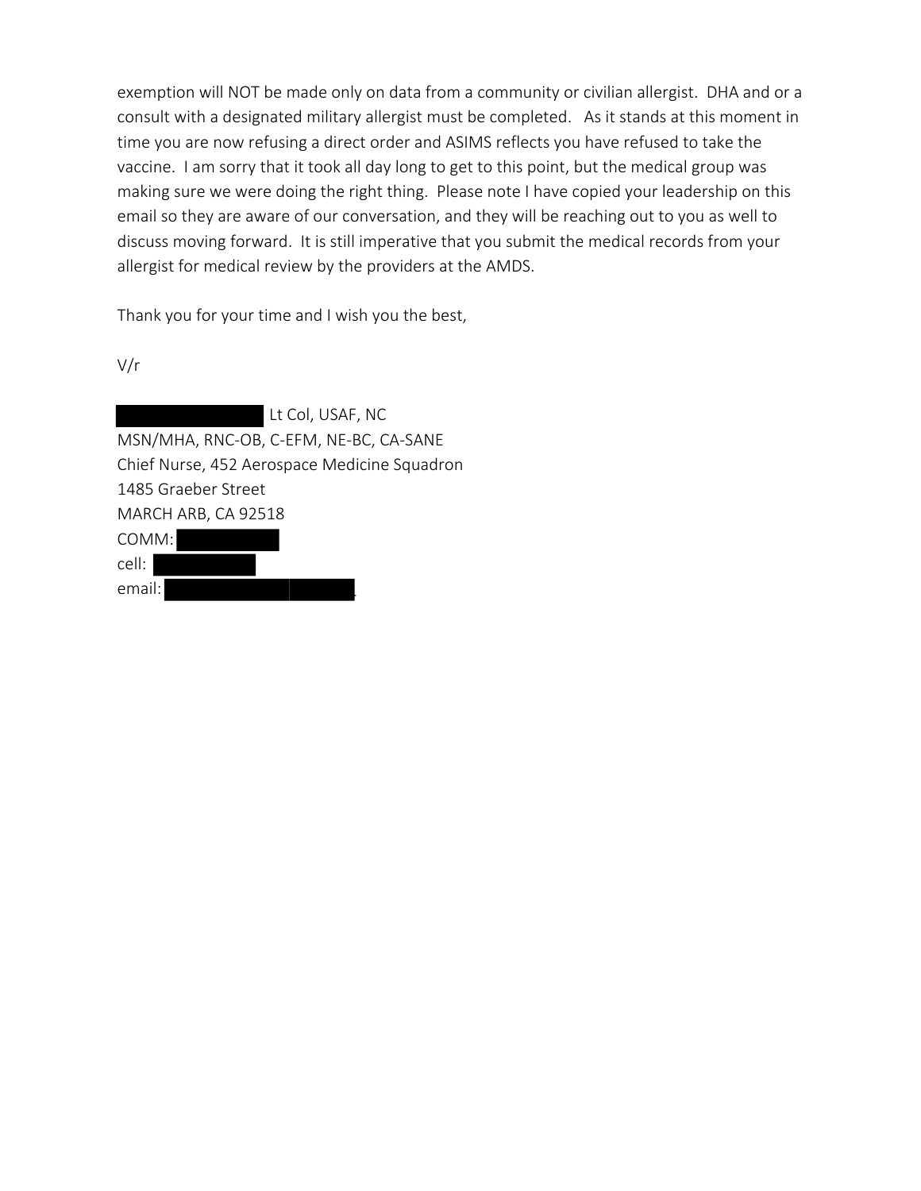exemption will NOT be made only on data from a community or civilian allergist. DHA and or a consult with a designated military allergist must be completed. As it stands at this moment in time you are now refusing a direct order and ASIMS reflects you have refused to take the vaccine. I am sorry that it took all day long to get to this point, but the medical group was making sure we were doing the right thing. Please note I have copied your leadership on this email so they are aware of our conversation, and they will be reaching out to you as well to discuss moving forward. It is still imperative that you submit the medical records from your allergist for medical review by the providers at the AMDS.

Thank you for your time and I wish you the best,

V/r

[REDACTED] Lt Col, USAF, NC
MSN/MHA, RNC-OB, C-EFM, NE-BC, CA-SANE
Chief Nurse, 452 Aerospace Medicine Squadron
1485 Graeber Street
MARCH ARB, CA 92518
COMM: [REDACTED]
cell: [REDACTED]
email: [REDACTED]